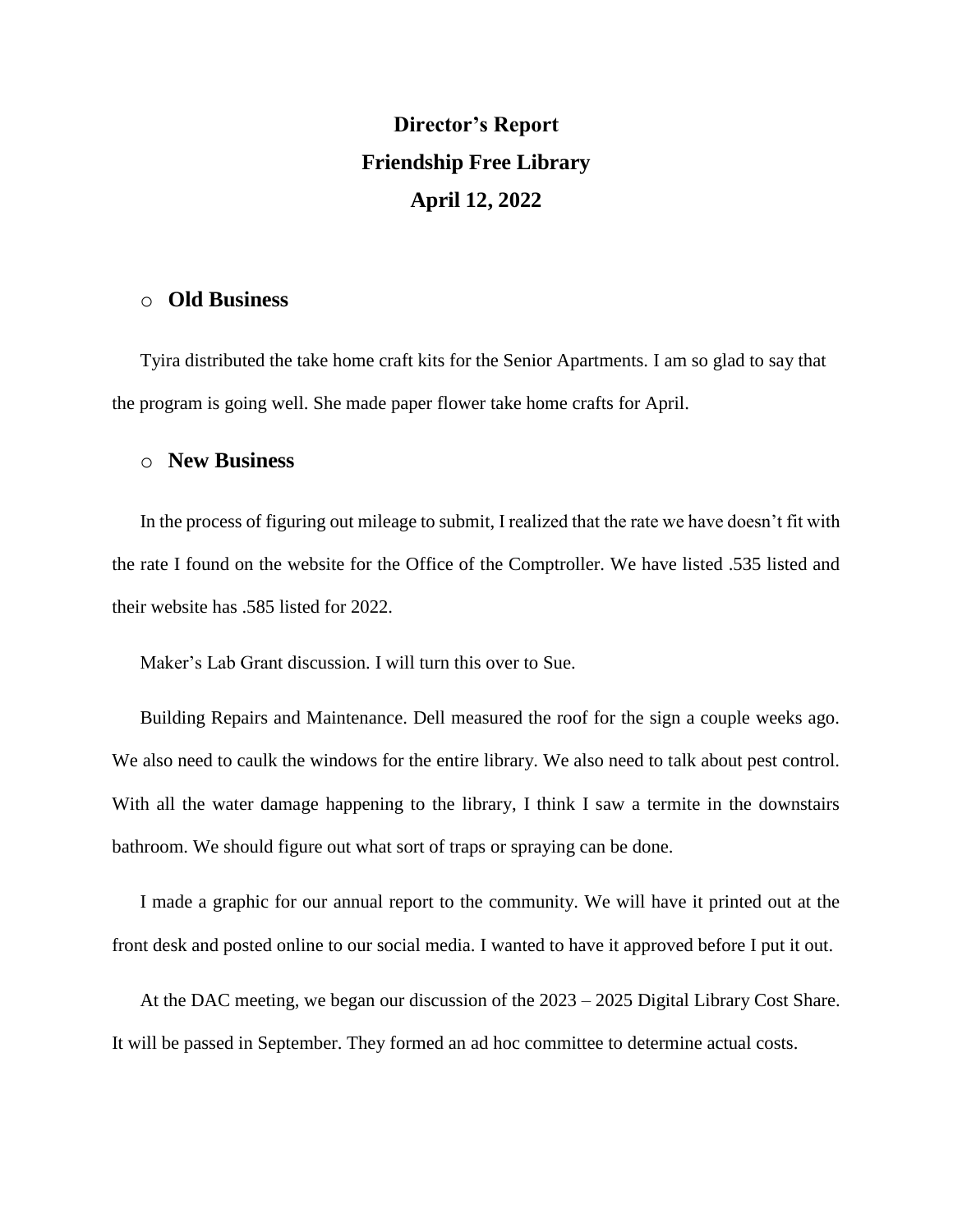# Director's Report
# Friendship Free Library
# April 12, 2022

- **Old Business**

Tyira distributed the take home craft kits for the Senior Apartments. I am so glad to say that the program is going well. She made paper flower take home crafts for April.

- **New Business**

In the process of figuring out mileage to submit, I realized that the rate we have doesn't fit with the rate I found on the website for the Office of the Comptroller. We have listed .535 listed and their website has .585 listed for 2022.

Maker's Lab Grant discussion. I will turn this over to Sue.

Building Repairs and Maintenance. Dell measured the roof for the sign a couple weeks ago. We also need to caulk the windows for the entire library. We also need to talk about pest control. With all the water damage happening to the library, I think I saw a termite in the downstairs bathroom. We should figure out what sort of traps or spraying can be done.

I made a graphic for our annual report to the community. We will have it printed out at the front desk and posted online to our social media. I wanted to have it approved before I put it out.

At the DAC meeting, we began our discussion of the 2023 – 2025 Digital Library Cost Share. It will be passed in September. They formed an ad hoc committee to determine actual costs.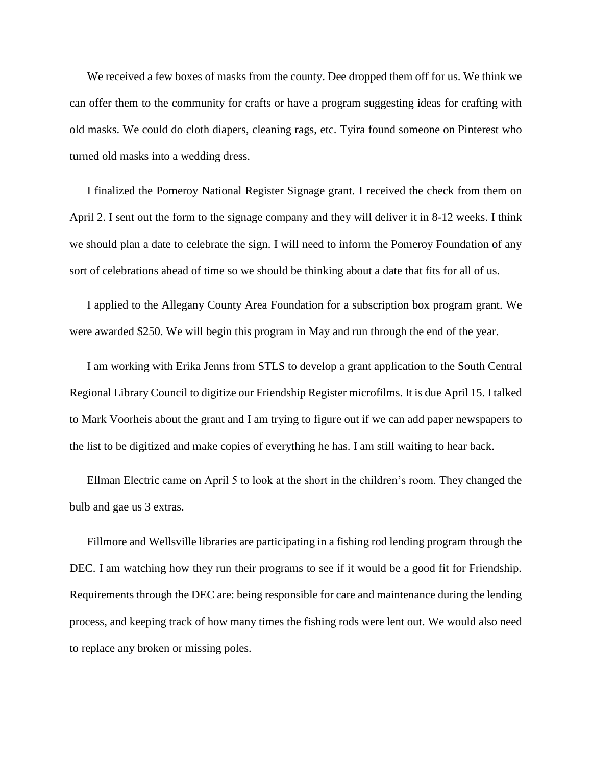We received a few boxes of masks from the county. Dee dropped them off for us. We think we can offer them to the community for crafts or have a program suggesting ideas for crafting with old masks. We could do cloth diapers, cleaning rags, etc. Tyira found someone on Pinterest who turned old masks into a wedding dress.

I finalized the Pomeroy National Register Signage grant. I received the check from them on April 2. I sent out the form to the signage company and they will deliver it in 8-12 weeks. I think we should plan a date to celebrate the sign. I will need to inform the Pomeroy Foundation of any sort of celebrations ahead of time so we should be thinking about a date that fits for all of us.

I applied to the Allegany County Area Foundation for a subscription box program grant. We were awarded $250. We will begin this program in May and run through the end of the year.

I am working with Erika Jenns from STLS to develop a grant application to the South Central Regional Library Council to digitize our Friendship Register microfilms. It is due April 15. I talked to Mark Voorheis about the grant and I am trying to figure out if we can add paper newspapers to the list to be digitized and make copies of everything he has. I am still waiting to hear back.

Ellman Electric came on April 5 to look at the short in the children's room. They changed the bulb and gae us 3 extras.

Fillmore and Wellsville libraries are participating in a fishing rod lending program through the DEC. I am watching how they run their programs to see if it would be a good fit for Friendship. Requirements through the DEC are: being responsible for care and maintenance during the lending process, and keeping track of how many times the fishing rods were lent out. We would also need to replace any broken or missing poles.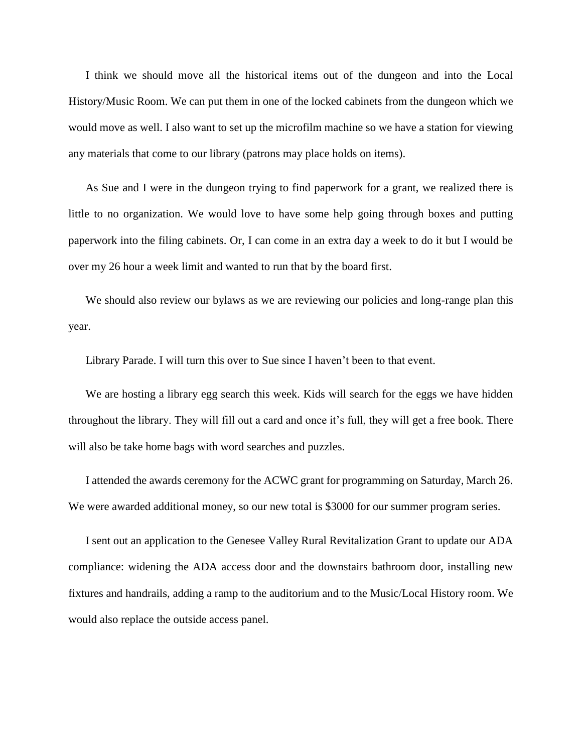I think we should move all the historical items out of the dungeon and into the Local History/Music Room. We can put them in one of the locked cabinets from the dungeon which we would move as well. I also want to set up the microfilm machine so we have a station for viewing any materials that come to our library (patrons may place holds on items).

As Sue and I were in the dungeon trying to find paperwork for a grant, we realized there is little to no organization. We would love to have some help going through boxes and putting paperwork into the filing cabinets. Or, I can come in an extra day a week to do it but I would be over my 26 hour a week limit and wanted to run that by the board first.

We should also review our bylaws as we are reviewing our policies and long-range plan this year.

Library Parade. I will turn this over to Sue since I haven't been to that event.

We are hosting a library egg search this week. Kids will search for the eggs we have hidden throughout the library. They will fill out a card and once it's full, they will get a free book. There will also be take home bags with word searches and puzzles.

I attended the awards ceremony for the ACWC grant for programming on Saturday, March 26. We were awarded additional money, so our new total is $3000 for our summer program series.

I sent out an application to the Genesee Valley Rural Revitalization Grant to update our ADA compliance: widening the ADA access door and the downstairs bathroom door, installing new fixtures and handrails, adding a ramp to the auditorium and to the Music/Local History room. We would also replace the outside access panel.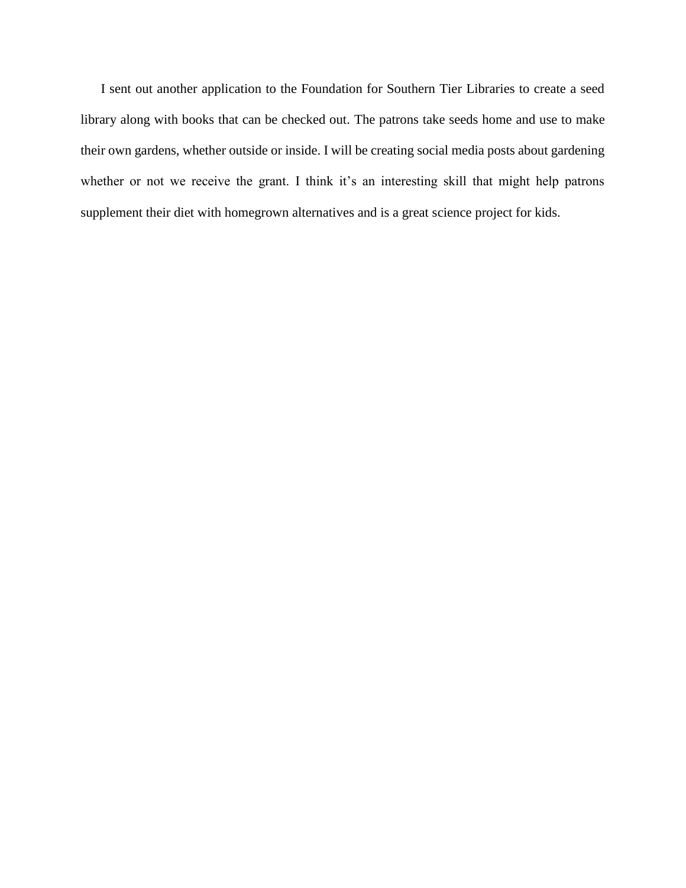I sent out another application to the Foundation for Southern Tier Libraries to create a seed library along with books that can be checked out. The patrons take seeds home and use to make their own gardens, whether outside or inside. I will be creating social media posts about gardening whether or not we receive the grant. I think it's an interesting skill that might help patrons supplement their diet with homegrown alternatives and is a great science project for kids.